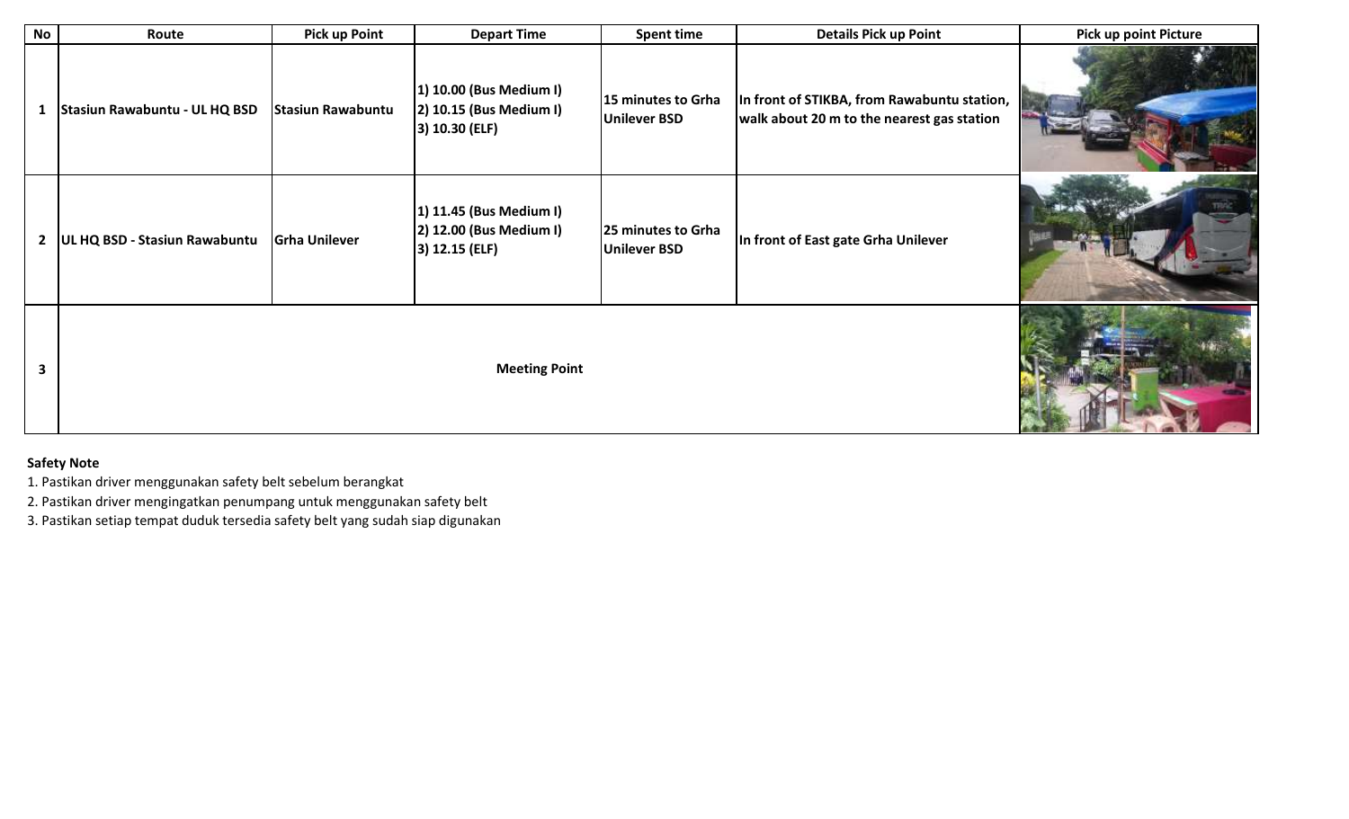| No | Route | Pick up Point | Depart Time | Spent time | Details Pick up Point | Pick up point Picture |
|---|---|---|---|---|---|---|
| 1 | Stasiun Rawabuntu - UL HQ BSD | Stasiun Rawabuntu | 1) 10.00 (Bus Medium I)<br>2) 10.15 (Bus Medium I)<br>3) 10.30 (ELF) | 15 minutes to Grha Unilever BSD | In front of STIKBA, from Rawabuntu station, walk about 20 m to the nearest gas station | |
| 2 | UL HQ BSD - Stasiun Rawabuntu | Grha Unilever | 1) 11.45 (Bus Medium I)<br>2) 12.00 (Bus Medium I)<br>3) 12.15 (ELF) | 25 minutes to Grha Unilever BSD | In front of East gate Grha Unilever | |
| 3 | Meeting Point | | | | | |

**Safety Note**

1. Pastikan driver menggunakan safety belt sebelum berangkat
2. Pastikan driver mengingatkan penumpang untuk menggunakan safety belt
3. Pastikan setiap tempat duduk tersedia safety belt yang sudah siap digunakan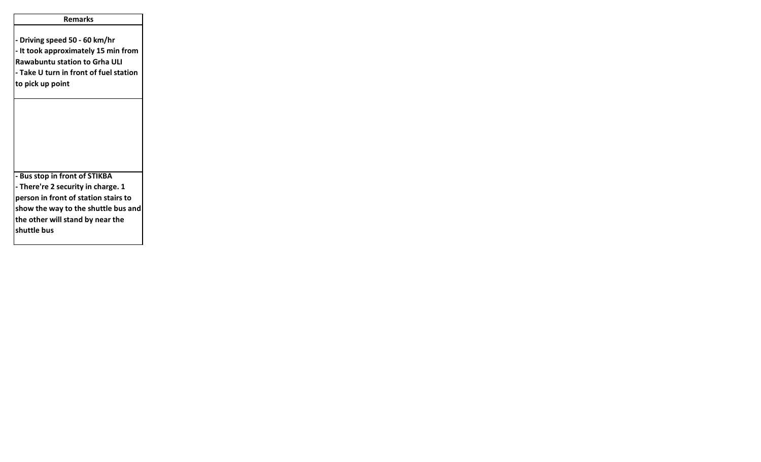| Remarks |
| --- |
| - Driving speed 50 - 60 km/hr<br>- It took approximately 15 min from Rawabuntu station to Grha ULI<br>- Take U turn in front of fuel station to pick up point |
| |
| - Bus stop in front of STIKBA<br>- There're 2 security in charge. 1 person in front of station stairs to show the way to the shuttle bus and the other will stand by near the shuttle bus |